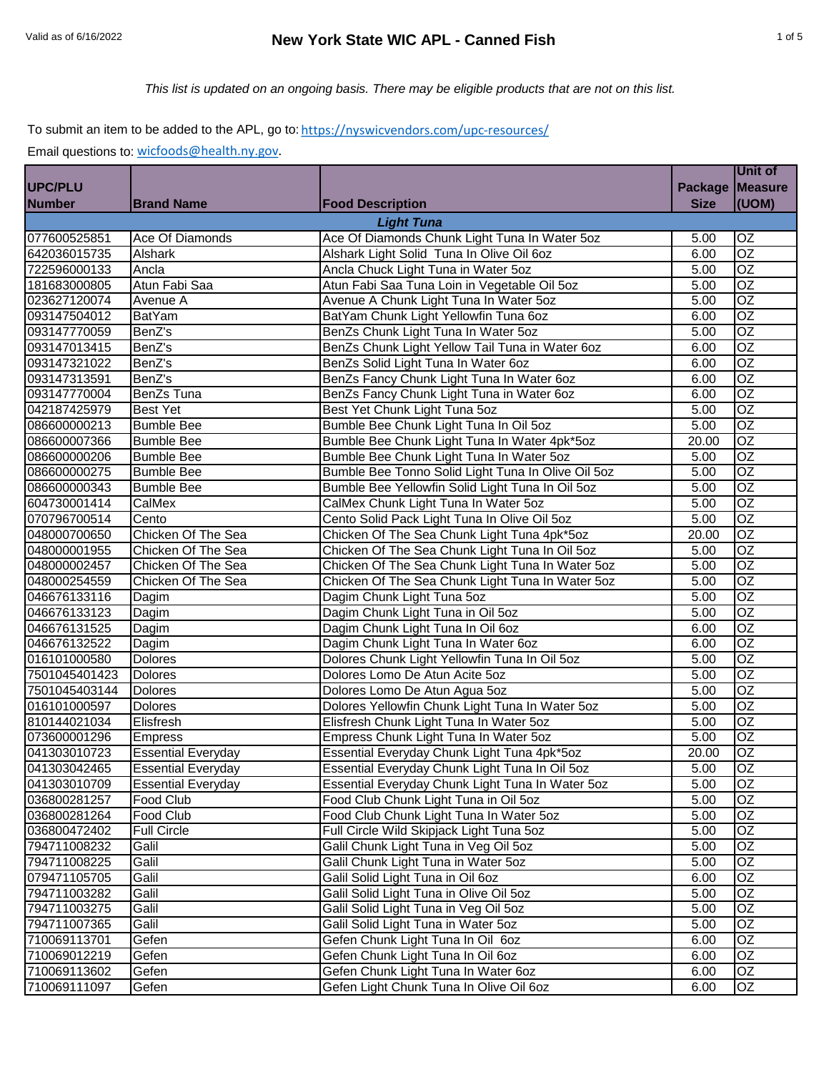# New York State WIC APL - Canned Fish

Valid as of 6/16/2022

*This list is updated on an ongoing basis. There may be eligible products that are not on this list.*

To submit an item to be added to the APL, go to: https://nyswicvendors.com/upc-resources/

Email questions to: wicfoods@health.ny.gov.

| UPC/PLU Number | Brand Name | Food Description | Package Size | Unit of Measure (UOM) |
|---|---|---|---|---|
| | | ***Light Tuna*** | | |
| 077600525851 | Ace Of Diamonds | Ace Of Diamonds Chunk Light Tuna In Water 5oz | 5.00 | OZ |
| 642036015735 | Alshark | Alshark Light Solid Tuna In Olive Oil 6oz | 6.00 | OZ |
| 722596000133 | Ancla | Ancla Chuck Light Tuna in Water 5oz | 5.00 | OZ |
| 181683000805 | Atun Fabi Saa | Atun Fabi Saa Tuna Loin in Vegetable Oil 5oz | 5.00 | OZ |
| 023627120074 | Avenue A | Avenue A Chunk Light Tuna In Water 5oz | 5.00 | OZ |
| 093147504012 | BatYam | BatYam Chunk Light Yellowfin Tuna 6oz | 6.00 | OZ |
| 093147770059 | BenZ's | BenZs Chunk Light Tuna In Water 5oz | 5.00 | OZ |
| 093147013415 | BenZ's | BenZs Chunk Light Yellow Tail Tuna in Water 6oz | 6.00 | OZ |
| 093147321022 | BenZ's | BenZs Solid Light Tuna In Water 6oz | 6.00 | OZ |
| 093147313591 | BenZ's | BenZs Fancy Chunk Light Tuna In Water 6oz | 6.00 | OZ |
| 093147770004 | BenZs Tuna | BenZs Fancy Chunk Light Tuna in Water 6oz | 6.00 | OZ |
| 042187425979 | Best Yet | Best Yet Chunk Light Tuna 5oz | 5.00 | OZ |
| 086600000213 | Bumble Bee | Bumble Bee Chunk Light Tuna In Oil 5oz | 5.00 | OZ |
| 086600007366 | Bumble Bee | Bumble Bee Chunk Light Tuna In Water 4pk*5oz | 20.00 | OZ |
| 086600000206 | Bumble Bee | Bumble Bee Chunk Light Tuna In Water 5oz | 5.00 | OZ |
| 086600000275 | Bumble Bee | Bumble Bee Tonno Solid Light Tuna In Olive Oil 5oz | 5.00 | OZ |
| 086600000343 | Bumble Bee | Bumble Bee Yellowfin Solid Light Tuna In Oil 5oz | 5.00 | OZ |
| 604730001414 | CalMex | CalMex Chunk Light Tuna In Water 5oz | 5.00 | OZ |
| 070796700514 | Cento | Cento Solid Pack Light Tuna In Olive Oil 5oz | 5.00 | OZ |
| 048000700650 | Chicken Of The Sea | Chicken Of The Sea Chunk Light Tuna 4pk*5oz | 20.00 | OZ |
| 048000001955 | Chicken Of The Sea | Chicken Of The Sea Chunk Light Tuna In Oil 5oz | 5.00 | OZ |
| 048000002457 | Chicken Of The Sea | Chicken Of The Sea Chunk Light Tuna In Water 5oz | 5.00 | OZ |
| 048000254559 | Chicken Of The Sea | Chicken Of The Sea Chunk Light Tuna In Water 5oz | 5.00 | OZ |
| 046676133116 | Dagim | Dagim Chunk Light Tuna 5oz | 5.00 | OZ |
| 046676133123 | Dagim | Dagim Chunk Light Tuna in Oil 5oz | 5.00 | OZ |
| 046676131525 | Dagim | Dagim Chunk Light Tuna In Oil 6oz | 6.00 | OZ |
| 046676132522 | Dagim | Dagim Chunk Light Tuna In Water 6oz | 6.00 | OZ |
| 016101000580 | Dolores | Dolores Chunk Light Yellowfin Tuna In Oil 5oz | 5.00 | OZ |
| 7501045401423 | Dolores | Dolores Lomo De Atun Acite 5oz | 5.00 | OZ |
| 7501045403144 | Dolores | Dolores Lomo De Atun Agua 5oz | 5.00 | OZ |
| 016101000597 | Dolores | Dolores Yellowfin Chunk Light Tuna In Water 5oz | 5.00 | OZ |
| 810144021034 | Elisfresh | Elisfresh Chunk Light Tuna In Water 5oz | 5.00 | OZ |
| 073600001296 | Empress | Empress Chunk Light Tuna In Water 5oz | 5.00 | OZ |
| 041303010723 | Essential Everyday | Essential Everyday Chunk Light Tuna 4pk*5oz | 20.00 | OZ |
| 041303042465 | Essential Everyday | Essential Everyday Chunk Light Tuna In Oil 5oz | 5.00 | OZ |
| 041303010709 | Essential Everyday | Essential Everyday Chunk Light Tuna In Water 5oz | 5.00 | OZ |
| 036800281257 | Food Club | Food Club Chunk Light Tuna in Oil 5oz | 5.00 | OZ |
| 036800281264 | Food Club | Food Club Chunk Light Tuna In Water 5oz | 5.00 | OZ |
| 036800472402 | Full Circle | Full Circle Wild Skipjack Light Tuna 5oz | 5.00 | OZ |
| 794711008232 | Galil | Galil Chunk Light Tuna in Veg Oil 5oz | 5.00 | OZ |
| 794711008225 | Galil | Galil Chunk Light Tuna in Water 5oz | 5.00 | OZ |
| 079471105705 | Galil | Galil Solid Light Tuna in Oil 6oz | 6.00 | OZ |
| 794711003282 | Galil | Galil Solid Light Tuna in Olive Oil 5oz | 5.00 | OZ |
| 794711003275 | Galil | Galil Solid Light Tuna in Veg Oil 5oz | 5.00 | OZ |
| 794711007365 | Galil | Galil Solid Light Tuna in Water 5oz | 5.00 | OZ |
| 710069113701 | Gefen | Gefen Chunk Light Tuna In Oil 6oz | 6.00 | OZ |
| 710069012219 | Gefen | Gefen Chunk Light Tuna In Oil 6oz | 6.00 | OZ |
| 710069113602 | Gefen | Gefen Chunk Light Tuna In Water 6oz | 6.00 | OZ |
| 710069111097 | Gefen | Gefen Light Chunk Tuna In Olive Oil 6oz | 6.00 | OZ |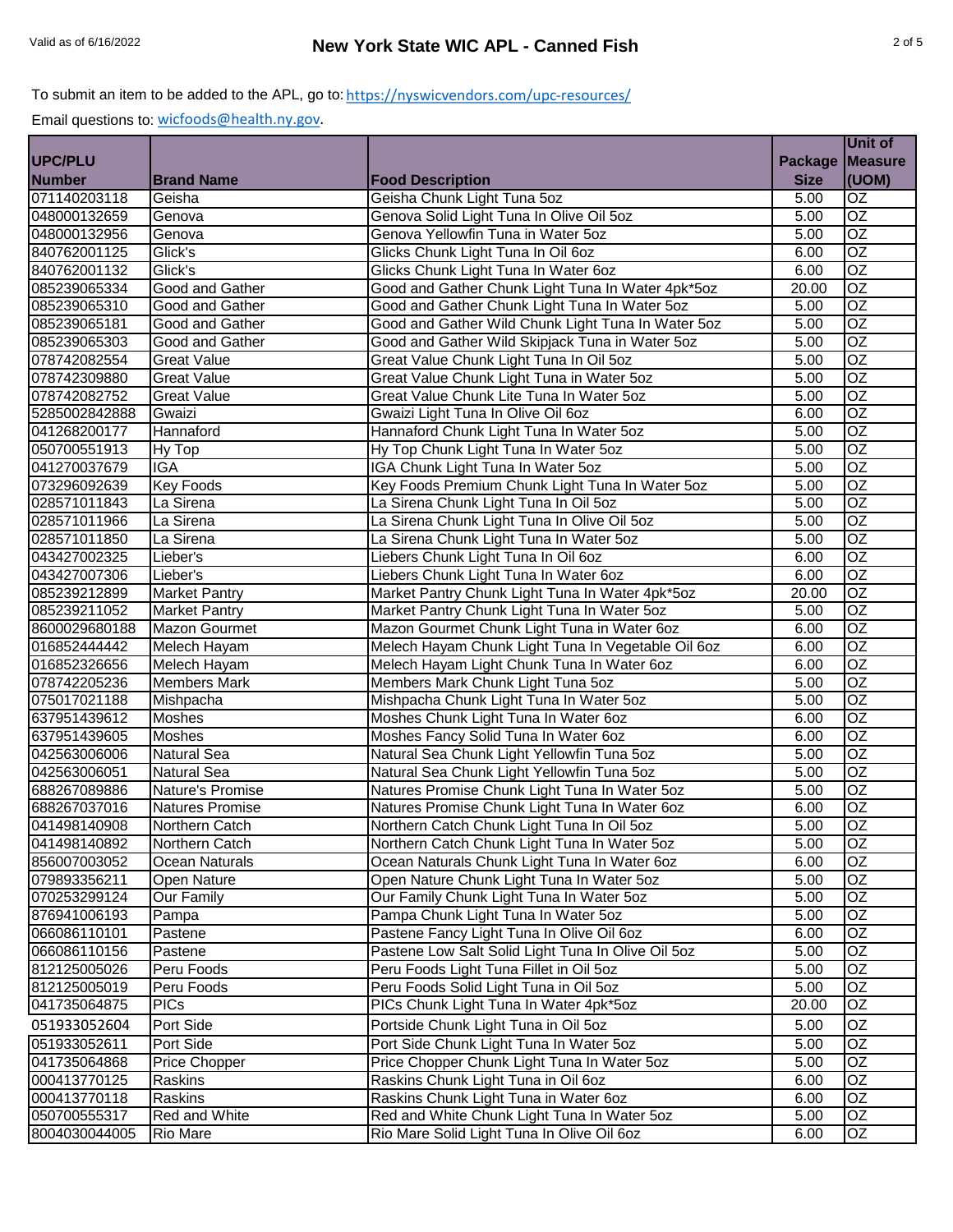# New York State WIC APL - Canned Fish

To submit an item to be added to the APL, go to: https://nyswicvendors.com/upc-resources/

Email questions to: wicfoods@health.ny.gov.

| UPC/PLU Number | Brand Name | Food Description | Package Size | Unit of Measure (UOM) |
|---|---|---|---|---|
| 071140203118 | Geisha | Geisha Chunk Light Tuna 5oz | 5.00 | OZ |
| 048000132659 | Genova | Genova Solid Light Tuna In Olive Oil 5oz | 5.00 | OZ |
| 048000132956 | Genova | Genova Yellowfin Tuna in Water 5oz | 5.00 | OZ |
| 840762001125 | Glick's | Glicks Chunk Light Tuna In Oil 6oz | 6.00 | OZ |
| 840762001132 | Glick's | Glicks Chunk Light Tuna In Water 6oz | 6.00 | OZ |
| 085239065334 | Good and Gather | Good and Gather Chunk Light Tuna In Water 4pk*5oz | 20.00 | OZ |
| 085239065310 | Good and Gather | Good and Gather Chunk Light Tuna In Water 5oz | 5.00 | OZ |
| 085239065181 | Good and Gather | Good and Gather Wild Chunk Light Tuna In Water 5oz | 5.00 | OZ |
| 085239065303 | Good and Gather | Good and Gather Wild Skipjack Tuna in Water 5oz | 5.00 | OZ |
| 078742082554 | Great Value | Great Value Chunk Light Tuna In Oil 5oz | 5.00 | OZ |
| 078742309880 | Great Value | Great Value Chunk Light Tuna in Water 5oz | 5.00 | OZ |
| 078742082752 | Great Value | Great Value Chunk Lite Tuna In Water 5oz | 5.00 | OZ |
| 5285002842888 | Gwaizi | Gwaizi Light Tuna In Olive Oil 6oz | 6.00 | OZ |
| 041268200177 | Hannaford | Hannaford Chunk Light Tuna In Water 5oz | 5.00 | OZ |
| 050700551913 | Hy Top | Hy Top Chunk Light Tuna In Water 5oz | 5.00 | OZ |
| 041270037679 | IGA | IGA Chunk Light Tuna In Water 5oz | 5.00 | OZ |
| 073296092639 | Key Foods | Key Foods Premium Chunk Light Tuna In Water 5oz | 5.00 | OZ |
| 028571011843 | La Sirena | La Sirena Chunk Light Tuna In Oil 5oz | 5.00 | OZ |
| 028571011966 | La Sirena | La Sirena Chunk Light Tuna In Olive Oil 5oz | 5.00 | OZ |
| 028571011850 | La Sirena | La Sirena Chunk Light Tuna In Water 5oz | 5.00 | OZ |
| 043427002325 | Lieber's | Liebers Chunk Light Tuna In Oil 6oz | 6.00 | OZ |
| 043427007306 | Lieber's | Liebers Chunk Light Tuna In Water 6oz | 6.00 | OZ |
| 085239212899 | Market Pantry | Market Pantry Chunk Light Tuna In Water 4pk*5oz | 20.00 | OZ |
| 085239211052 | Market Pantry | Market Pantry Chunk Light Tuna In Water 5oz | 5.00 | OZ |
| 8600029680188 | Mazon Gourmet | Mazon Gourmet Chunk Light Tuna in Water 6oz | 6.00 | OZ |
| 016852444442 | Melech Hayam | Melech Hayam Chunk Light Tuna In Vegetable Oil 6oz | 6.00 | OZ |
| 016852326656 | Melech Hayam | Melech Hayam Light Chunk Tuna In Water 6oz | 6.00 | OZ |
| 078742205236 | Members Mark | Members Mark Chunk Light Tuna 5oz | 5.00 | OZ |
| 075017021188 | Mishpacha | Mishpacha Chunk Light Tuna In Water 5oz | 5.00 | OZ |
| 637951439612 | Moshes | Moshes Chunk Light Tuna In Water 6oz | 6.00 | OZ |
| 637951439605 | Moshes | Moshes Fancy Solid Tuna In Water 6oz | 6.00 | OZ |
| 042563006006 | Natural Sea | Natural Sea Chunk Light Yellowfin Tuna 5oz | 5.00 | OZ |
| 042563006051 | Natural Sea | Natural Sea Chunk Light Yellowfin Tuna 5oz | 5.00 | OZ |
| 688267089886 | Nature's Promise | Natures Promise Chunk Light Tuna In Water 5oz | 5.00 | OZ |
| 688267037016 | Natures Promise | Natures Promise Chunk Light Tuna In Water 6oz | 6.00 | OZ |
| 041498140908 | Northern Catch | Northern Catch Chunk Light Tuna In Oil 5oz | 5.00 | OZ |
| 041498140892 | Northern Catch | Northern Catch Chunk Light Tuna In Water 5oz | 5.00 | OZ |
| 856007003052 | Ocean Naturals | Ocean Naturals Chunk Light Tuna In Water 6oz | 6.00 | OZ |
| 079893356211 | Open Nature | Open Nature Chunk Light Tuna In Water 5oz | 5.00 | OZ |
| 070253299124 | Our Family | Our Family Chunk Light Tuna In Water 5oz | 5.00 | OZ |
| 876941006193 | Pampa | Pampa Chunk Light Tuna In Water 5oz | 5.00 | OZ |
| 066086110101 | Pastene | Pastene Fancy Light Tuna In Olive Oil 6oz | 6.00 | OZ |
| 066086110156 | Pastene | Pastene Low Salt Solid Light Tuna In Olive Oil 5oz | 5.00 | OZ |
| 812125005026 | Peru Foods | Peru Foods Light Tuna Fillet in Oil 5oz | 5.00 | OZ |
| 812125005019 | Peru Foods | Peru Foods Solid Light Tuna in Oil 5oz | 5.00 | OZ |
| 041735064875 | PICs | PICs Chunk Light Tuna In Water 4pk*5oz | 20.00 | OZ |
| 051933052604 | Port Side | Portside Chunk Light Tuna in Oil 5oz | 5.00 | OZ |
| 051933052611 | Port Side | Port Side Chunk Light Tuna In Water 5oz | 5.00 | OZ |
| 041735064868 | Price Chopper | Price Chopper Chunk Light Tuna In Water 5oz | 5.00 | OZ |
| 000413770125 | Raskins | Raskins Chunk Light Tuna in Oil 6oz | 6.00 | OZ |
| 000413770118 | Raskins | Raskins Chunk Light Tuna in Water 6oz | 6.00 | OZ |
| 050700555317 | Red and White | Red and White Chunk Light Tuna In Water 5oz | 5.00 | OZ |
| 8004030044005 | Rio Mare | Rio Mare Solid Light Tuna In Olive Oil 6oz | 6.00 | OZ |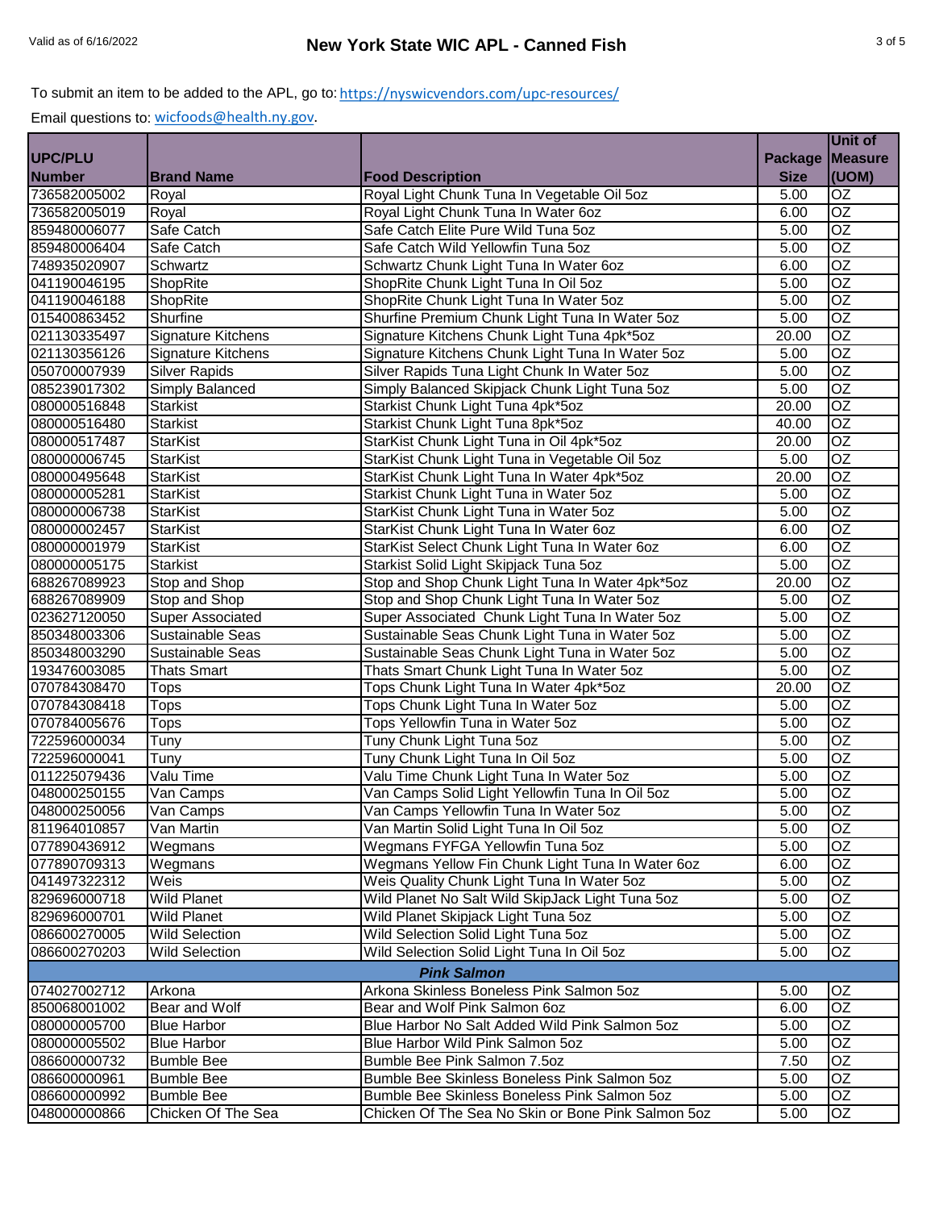To submit an item to be added to the APL, go to: https://nyswicvendors.com/upc-resources/

Email questions to: wicfoods@health.ny.gov.

| UPC/PLU Number | Brand Name | Food Description | Package Size | Unit of Measure (UOM) |
|---|---|---|---|---|
| 736582005002 | Royal | Royal Light Chunk Tuna In Vegetable Oil 5oz | 5.00 | OZ |
| 736582005019 | Royal | Royal Light Chunk Tuna In Water 6oz | 6.00 | OZ |
| 859480006077 | Safe Catch | Safe Catch Elite Pure Wild Tuna 5oz | 5.00 | OZ |
| 859480006404 | Safe Catch | Safe Catch Wild Yellowfin Tuna 5oz | 5.00 | OZ |
| 748935020907 | Schwartz | Schwartz Chunk Light Tuna In Water 6oz | 6.00 | OZ |
| 041190046195 | ShopRite | ShopRite Chunk Light Tuna In Oil 5oz | 5.00 | OZ |
| 041190046188 | ShopRite | ShopRite Chunk Light Tuna In Water 5oz | 5.00 | OZ |
| 015400863452 | Shurfine | Shurfine Premium Chunk Light Tuna In Water 5oz | 5.00 | OZ |
| 021130335497 | Signature Kitchens | Signature Kitchens Chunk Light Tuna 4pk*5oz | 20.00 | OZ |
| 021130356126 | Signature Kitchens | Signature Kitchens Chunk Light Tuna In Water 5oz | 5.00 | OZ |
| 050700007939 | Silver Rapids | Silver Rapids Tuna Light Chunk In Water 5oz | 5.00 | OZ |
| 085239017302 | Simply Balanced | Simply Balanced Skipjack Chunk Light Tuna 5oz | 5.00 | OZ |
| 080000516848 | Starkist | Starkist Chunk Light Tuna 4pk*5oz | 20.00 | OZ |
| 080000516480 | Starkist | Starkist Chunk Light Tuna 8pk*5oz | 40.00 | OZ |
| 080000517487 | StarKist | StarKist Chunk Light Tuna in Oil 4pk*5oz | 20.00 | OZ |
| 080000006745 | StarKist | StarKist Chunk Light Tuna in Vegetable Oil 5oz | 5.00 | OZ |
| 080000495648 | StarKist | StarKist Chunk Light Tuna In Water 4pk*5oz | 20.00 | OZ |
| 080000005281 | StarKist | Starkist Chunk Light Tuna in Water 5oz | 5.00 | OZ |
| 080000006738 | StarKist | StarKist Chunk Light Tuna in Water 5oz | 5.00 | OZ |
| 080000002457 | StarKist | StarKist Chunk Light Tuna In Water 6oz | 6.00 | OZ |
| 080000001979 | StarKist | StarKist Select Chunk Light Tuna In Water 6oz | 6.00 | OZ |
| 080000005175 | Starkist | Starkist Solid Light Skipjack Tuna 5oz | 5.00 | OZ |
| 688267089923 | Stop and Shop | Stop and Shop Chunk Light Tuna In Water 4pk*5oz | 20.00 | OZ |
| 688267089909 | Stop and Shop | Stop and Shop Chunk Light Tuna In Water 5oz | 5.00 | OZ |
| 023627120050 | Super Associated | Super Associated Chunk Light Tuna In Water 5oz | 5.00 | OZ |
| 850348003306 | Sustainable Seas | Sustainable Seas Chunk Light Tuna in Water 5oz | 5.00 | OZ |
| 850348003290 | Sustainable Seas | Sustainable Seas Chunk Light Tuna in Water 5oz | 5.00 | OZ |
| 193476003085 | Thats Smart | Thats Smart Chunk Light Tuna In Water 5oz | 5.00 | OZ |
| 070784308470 | Tops | Tops Chunk Light Tuna In Water 4pk*5oz | 20.00 | OZ |
| 070784308418 | Tops | Tops Chunk Light Tuna In Water 5oz | 5.00 | OZ |
| 070784005676 | Tops | Tops Yellowfin Tuna in Water 5oz | 5.00 | OZ |
| 722596000034 | Tuny | Tuny Chunk Light Tuna 5oz | 5.00 | OZ |
| 722596000041 | Tuny | Tuny Chunk Light Tuna In Oil 5oz | 5.00 | OZ |
| 011225079436 | Valu Time | Valu Time Chunk Light Tuna In Water 5oz | 5.00 | OZ |
| 048000250155 | Van Camps | Van Camps Solid Light Yellowfin Tuna In Oil 5oz | 5.00 | OZ |
| 048000250056 | Van Camps | Van Camps Yellowfin Tuna In Water 5oz | 5.00 | OZ |
| 811964010857 | Van Martin | Van Martin Solid Light Tuna In Oil 5oz | 5.00 | OZ |
| 077890436912 | Wegmans | Wegmans FYFGA Yellowfin Tuna 5oz | 5.00 | OZ |
| 077890709313 | Wegmans | Wegmans Yellow Fin Chunk Light Tuna In Water 6oz | 6.00 | OZ |
| 041497322312 | Weis | Weis Quality Chunk Light Tuna In Water 5oz | 5.00 | OZ |
| 829696000718 | Wild Planet | Wild Planet No Salt Wild SkipJack Light Tuna 5oz | 5.00 | OZ |
| 829696000701 | Wild Planet | Wild Planet Skipjack Light Tuna 5oz | 5.00 | OZ |
| 086600270005 | Wild Selection | Wild Selection Solid Light Tuna 5oz | 5.00 | OZ |
| 086600270203 | Wild Selection | Wild Selection Solid Light Tuna In Oil 5oz | 5.00 | OZ |
| | | ***Pink Salmon*** | | |
| 074027002712 | Arkona | Arkona Skinless Boneless Pink Salmon 5oz | 5.00 | OZ |
| 850068001002 | Bear and Wolf | Bear and Wolf Pink Salmon 6oz | 6.00 | OZ |
| 080000005700 | Blue Harbor | Blue Harbor No Salt Added Wild Pink Salmon 5oz | 5.00 | OZ |
| 080000005502 | Blue Harbor | Blue Harbor Wild Pink Salmon 5oz | 5.00 | OZ |
| 086600000732 | Bumble Bee | Bumble Bee Pink Salmon 7.5oz | 7.50 | OZ |
| 086600000961 | Bumble Bee | Bumble Bee Skinless Boneless Pink Salmon 5oz | 5.00 | OZ |
| 086600000992 | Bumble Bee | Bumble Bee Skinless Boneless Pink Salmon 5oz | 5.00 | OZ |
| 048000000866 | Chicken Of The Sea | Chicken Of The Sea No Skin or Bone Pink Salmon 5oz | 5.00 | OZ |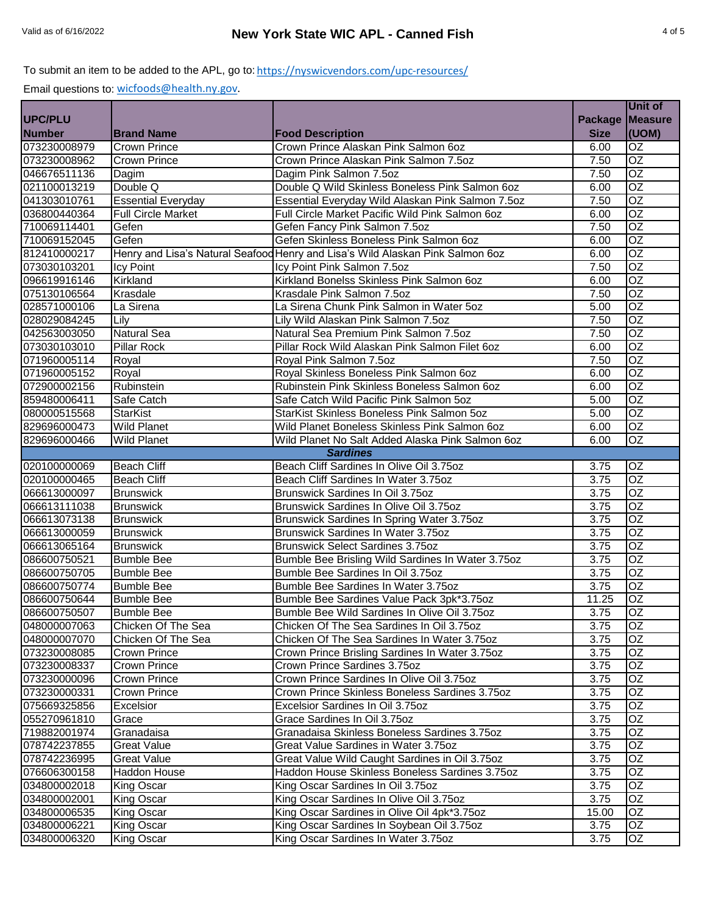To submit an item to be added to the APL, go to: https://nyswicvendors.com/upc-resources/

Email questions to: wicfoods@health.ny.gov.

| UPC/PLU Number | Brand Name | Food Description | Package Size | Unit of Measure (UOM) |
|---|---|---|---|---|
| 073230008979 | Crown Prince | Crown Prince Alaskan Pink Salmon 6oz | 6.00 | OZ |
| 073230008962 | Crown Prince | Crown Prince Alaskan Pink Salmon 7.5oz | 7.50 | OZ |
| 046676511136 | Dagim | Dagim Pink Salmon 7.5oz | 7.50 | OZ |
| 021100013219 | Double Q | Double Q Wild Skinless Boneless Pink Salmon 6oz | 6.00 | OZ |
| 041303010761 | Essential Everyday | Essential Everyday Wild Alaskan Pink Salmon 7.5oz | 7.50 | OZ |
| 036800440364 | Full Circle Market | Full Circle Market Pacific Wild Pink Salmon 6oz | 6.00 | OZ |
| 710069114401 | Gefen | Gefen Fancy Pink Salmon 7.5oz | 7.50 | OZ |
| 710069152045 | Gefen | Gefen Skinless Boneless Pink Salmon 6oz | 6.00 | OZ |
| 812410000217 | Henry and Lisa's Natural Seafood | Henry and Lisa's Wild Alaskan Pink Salmon 6oz | 6.00 | OZ |
| 073030103201 | Icy Point | Icy Point Pink Salmon 7.5oz | 7.50 | OZ |
| 096619916146 | Kirkland | Kirkland Bonelss Skinless Pink Salmon 6oz | 6.00 | OZ |
| 075130106564 | Krasdale | Krasdale Pink Salmon 7.5oz | 7.50 | OZ |
| 028571000106 | La Sirena | La Sirena Chunk Pink Salmon in Water 5oz | 5.00 | OZ |
| 028029084245 | Lily | Lily Wild Alaskan Pink Salmon 7.5oz | 7.50 | OZ |
| 042563003050 | Natural Sea | Natural Sea Premium Pink Salmon 7.5oz | 7.50 | OZ |
| 073030103010 | Pillar Rock | Pillar Rock Wild Alaskan Pink Salmon Filet 6oz | 6.00 | OZ |
| 071960005114 | Royal | Royal Pink Salmon 7.5oz | 7.50 | OZ |
| 071960005152 | Royal | Royal Skinless Boneless Pink Salmon 6oz | 6.00 | OZ |
| 072900002156 | Rubinstein | Rubinstein Pink Skinless Boneless Salmon 6oz | 6.00 | OZ |
| 859480006411 | Safe Catch | Safe Catch Wild Pacific Pink Salmon 5oz | 5.00 | OZ |
| 080000515568 | StarKist | StarKist Skinless Boneless Pink Salmon 5oz | 5.00 | OZ |
| 829696000473 | Wild Planet | Wild Planet Boneless Skinless Pink Salmon 6oz | 6.00 | OZ |
| 829696000466 | Wild Planet | Wild Planet No Salt Added Alaska Pink Salmon 6oz | 6.00 | OZ |
| | | ***Sardines*** | | |
| 020100000069 | Beach Cliff | Beach Cliff Sardines In Olive Oil 3.75oz | 3.75 | OZ |
| 020100000465 | Beach Cliff | Beach Cliff Sardines In Water 3.75oz | 3.75 | OZ |
| 066613000097 | Brunswick | Brunswick Sardines In Oil 3.75oz | 3.75 | OZ |
| 066613111038 | Brunswick | Brunswick Sardines In Olive Oil 3.75oz | 3.75 | OZ |
| 066613073138 | Brunswick | Brunswick Sardines In Spring Water 3.75oz | 3.75 | OZ |
| 066613000059 | Brunswick | Brunswick Sardines In Water 3.75oz | 3.75 | OZ |
| 066613065164 | Brunswick | Brunswick Select Sardines 3.75oz | 3.75 | OZ |
| 086600750521 | Bumble Bee | Bumble Bee Brisling Wild Sardines In Water 3.75oz | 3.75 | OZ |
| 086600750705 | Bumble Bee | Bumble Bee Sardines In Oil 3.75oz | 3.75 | OZ |
| 086600750774 | Bumble Bee | Bumble Bee Sardines In Water 3.75oz | 3.75 | OZ |
| 086600750644 | Bumble Bee | Bumble Bee Sardines Value Pack 3pk*3.75oz | 11.25 | OZ |
| 086600750507 | Bumble Bee | Bumble Bee Wild Sardines In Olive Oil 3.75oz | 3.75 | OZ |
| 048000007063 | Chicken Of The Sea | Chicken Of The Sea Sardines In Oil 3.75oz | 3.75 | OZ |
| 048000007070 | Chicken Of The Sea | Chicken Of The Sea Sardines In Water 3.75oz | 3.75 | OZ |
| 073230008085 | Crown Prince | Crown Prince Brisling Sardines In Water 3.75oz | 3.75 | OZ |
| 073230008337 | Crown Prince | Crown Prince Sardines 3.75oz | 3.75 | OZ |
| 073230000096 | Crown Prince | Crown Prince Sardines In Olive Oil 3.75oz | 3.75 | OZ |
| 073230000331 | Crown Prince | Crown Prince Skinless Boneless Sardines 3.75oz | 3.75 | OZ |
| 075669325856 | Excelsior | Excelsior Sardines In Oil 3.75oz | 3.75 | OZ |
| 055270961810 | Grace | Grace Sardines In Oil 3.75oz | 3.75 | OZ |
| 719882001974 | Granadaisa | Granadaisa Skinless Boneless Sardines 3.75oz | 3.75 | OZ |
| 078742237855 | Great Value | Great Value Sardines in Water 3.75oz | 3.75 | OZ |
| 078742236995 | Great Value | Great Value Wild Caught Sardines in Oil 3.75oz | 3.75 | OZ |
| 076606300158 | Haddon House | Haddon House Skinless Boneless Sardines 3.75oz | 3.75 | OZ |
| 034800002018 | King Oscar | King Oscar Sardines In Oil 3.75oz | 3.75 | OZ |
| 034800002001 | King Oscar | King Oscar Sardines In Olive Oil 3.75oz | 3.75 | OZ |
| 034800006535 | King Oscar | King Oscar Sardines in Olive Oil 4pk*3.75oz | 15.00 | OZ |
| 034800006221 | King Oscar | King Oscar Sardines In Soybean Oil 3.75oz | 3.75 | OZ |
| 034800006320 | King Oscar | King Oscar Sardines In Water 3.75oz | 3.75 | OZ |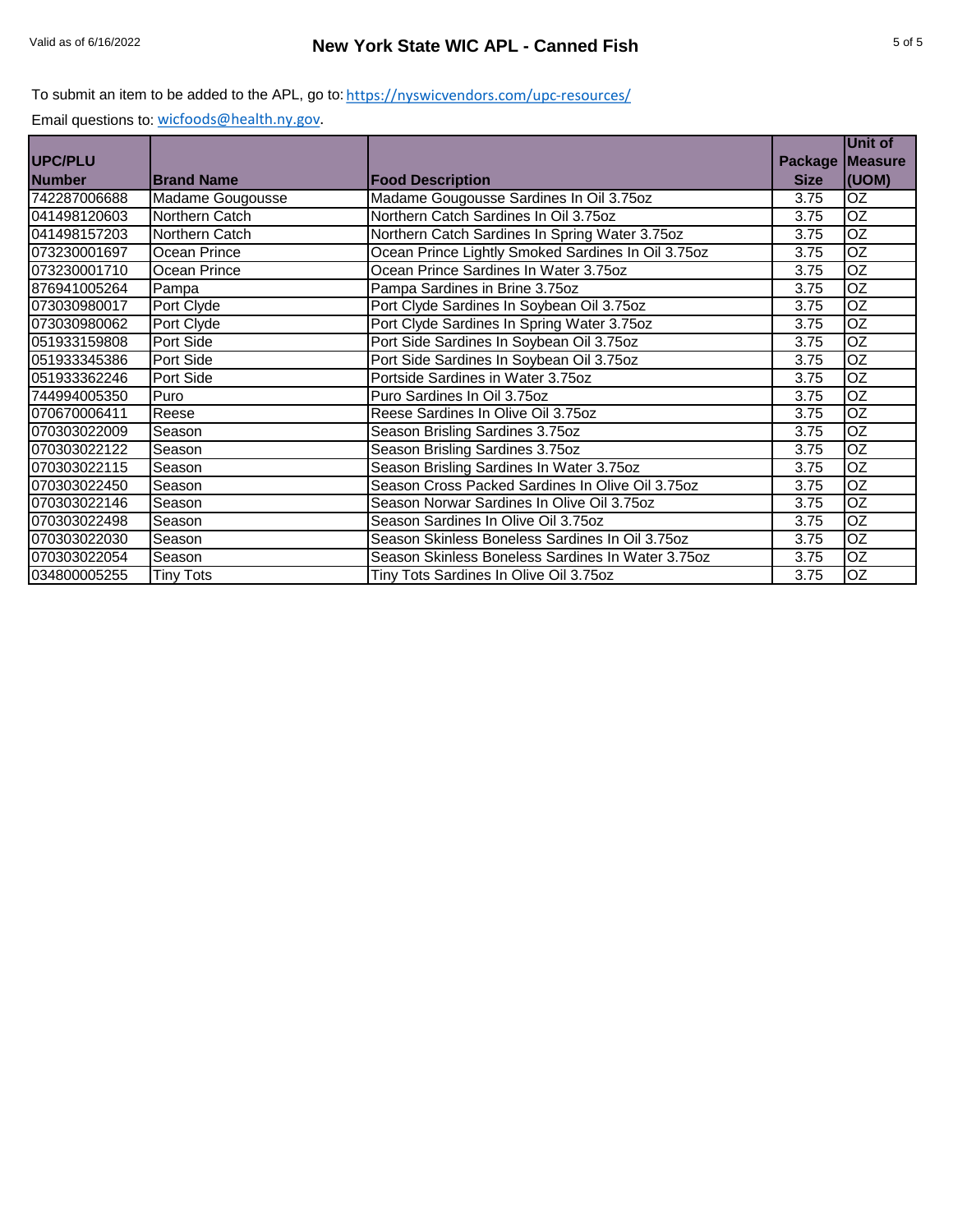To submit an item to be added to the APL, go to: https://nyswicvendors.com/upc-resources/

Email questions to: wicfoods@health.ny.gov.

| UPC/PLU Number | Brand Name | Food Description | Package Size | Unit of Measure (UOM) |
|---|---|---|---|---|
| 742287006688 | Madame Gougousse | Madame Gougousse Sardines In Oil 3.75oz | 3.75 | OZ |
| 041498120603 | Northern Catch | Northern Catch Sardines In Oil 3.75oz | 3.75 | OZ |
| 041498157203 | Northern Catch | Northern Catch Sardines In Spring Water 3.75oz | 3.75 | OZ |
| 073230001697 | Ocean Prince | Ocean Prince Lightly Smoked Sardines In Oil 3.75oz | 3.75 | OZ |
| 073230001710 | Ocean Prince | Ocean Prince Sardines In Water 3.75oz | 3.75 | OZ |
| 876941005264 | Pampa | Pampa Sardines in Brine 3.75oz | 3.75 | OZ |
| 073030980017 | Port Clyde | Port Clyde Sardines In Soybean Oil 3.75oz | 3.75 | OZ |
| 073030980062 | Port Clyde | Port Clyde Sardines In Spring Water 3.75oz | 3.75 | OZ |
| 051933159808 | Port Side | Port Side Sardines In Soybean Oil 3.75oz | 3.75 | OZ |
| 051933345386 | Port Side | Port Side Sardines In Soybean Oil 3.75oz | 3.75 | OZ |
| 051933362246 | Port Side | Portside Sardines in Water 3.75oz | 3.75 | OZ |
| 744994005350 | Puro | Puro Sardines In Oil 3.75oz | 3.75 | OZ |
| 070670006411 | Reese | Reese Sardines In Olive Oil 3.75oz | 3.75 | OZ |
| 070303022009 | Season | Season Brisling Sardines 3.75oz | 3.75 | OZ |
| 070303022122 | Season | Season Brisling Sardines 3.75oz | 3.75 | OZ |
| 070303022115 | Season | Season Brisling Sardines In Water 3.75oz | 3.75 | OZ |
| 070303022450 | Season | Season Cross Packed Sardines In Olive Oil 3.75oz | 3.75 | OZ |
| 070303022146 | Season | Season Norwar Sardines In Olive Oil 3.75oz | 3.75 | OZ |
| 070303022498 | Season | Season Sardines In Olive Oil 3.75oz | 3.75 | OZ |
| 070303022030 | Season | Season Skinless Boneless Sardines In Oil 3.75oz | 3.75 | OZ |
| 070303022054 | Season | Season Skinless Boneless Sardines In Water 3.75oz | 3.75 | OZ |
| 034800005255 | Tiny Tots | Tiny Tots Sardines In Olive Oil 3.75oz | 3.75 | OZ |